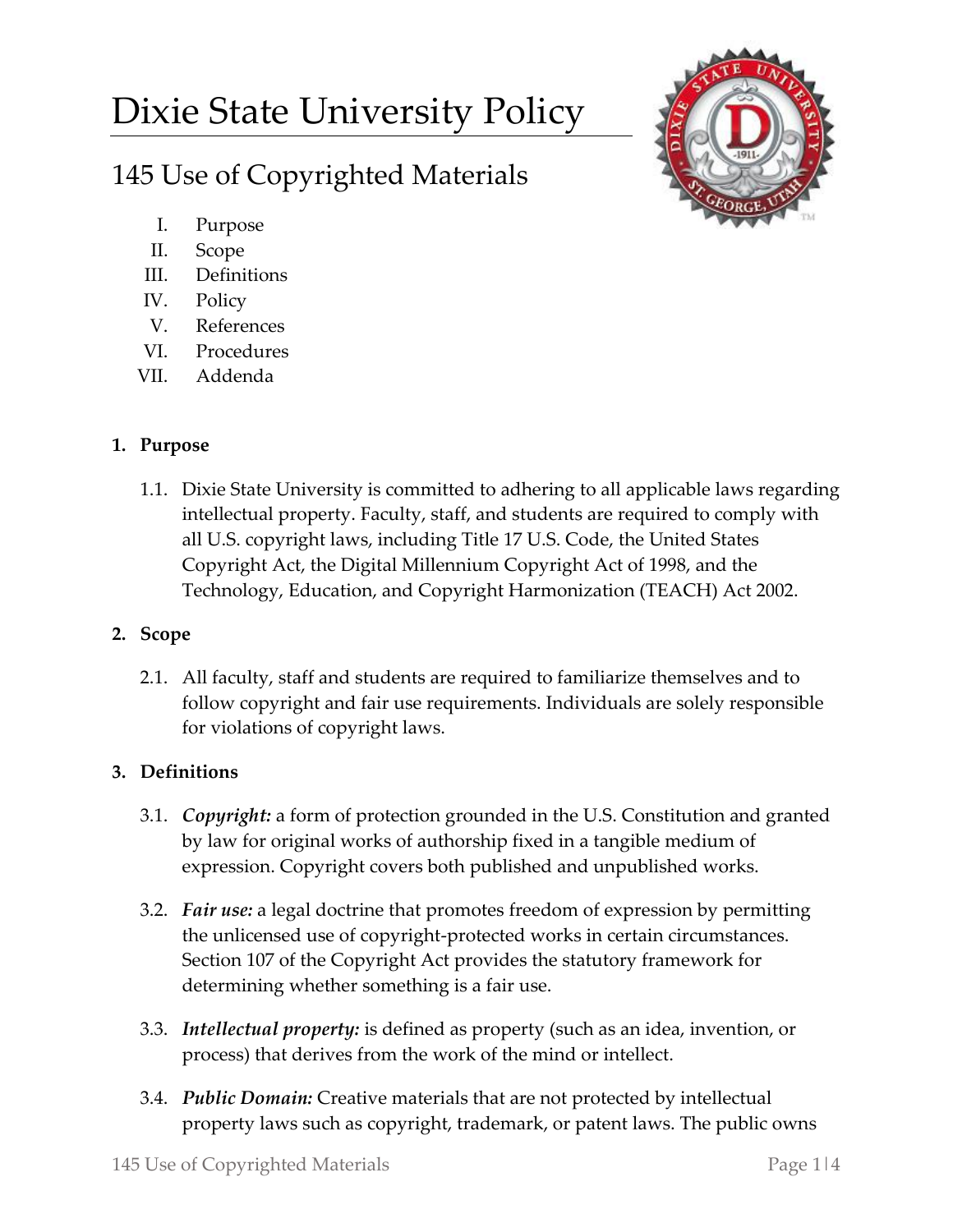# Dixie State University Policy

## 145 Use of Copyrighted Materials

I. Purpose
II. Scope
III. Definitions
IV. Policy
V. References
VI. Procedures
VII. Addenda

**1. Purpose**

1.1. Dixie State University is committed to adhering to all applicable laws regarding intellectual property. Faculty, staff, and students are required to comply with all U.S. copyright laws, including Title 17 U.S. Code, the United States Copyright Act, the Digital Millennium Copyright Act of 1998, and the Technology, Education, and Copyright Harmonization (TEACH) Act 2002.

**2. Scope**

2.1. All faculty, staff and students are required to familiarize themselves and to follow copyright and fair use requirements. Individuals are solely responsible for violations of copyright laws.

**3. Definitions**

3.1. ***Copyright:*** a form of protection grounded in the U.S. Constitution and granted by law for original works of authorship fixed in a tangible medium of expression. Copyright covers both published and unpublished works.

3.2. ***Fair use:*** a legal doctrine that promotes freedom of expression by permitting the unlicensed use of copyright-protected works in certain circumstances. Section 107 of the Copyright Act provides the statutory framework for determining whether something is a fair use.

3.3. ***Intellectual property:*** is defined as property (such as an idea, invention, or process) that derives from the work of the mind or intellect.

3.4. ***Public Domain:*** Creative materials that are not protected by intellectual property laws such as copyright, trademark, or patent laws. The public owns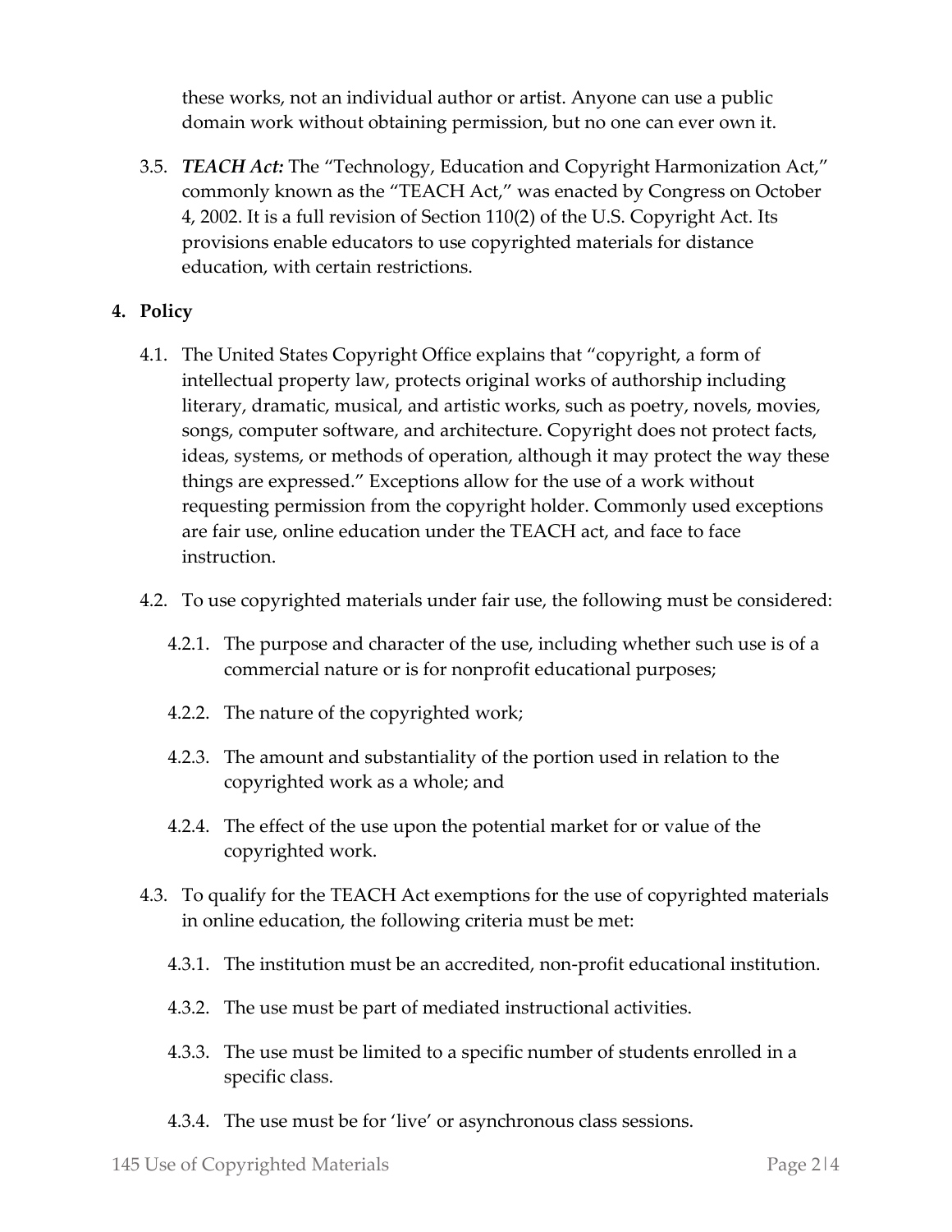these works, not an individual author or artist. Anyone can use a public domain work without obtaining permission, but no one can ever own it.

3.5. ***TEACH Act:*** The "Technology, Education and Copyright Harmonization Act," commonly known as the "TEACH Act," was enacted by Congress on October 4, 2002. It is a full revision of Section 110(2) of the U.S. Copyright Act. Its provisions enable educators to use copyrighted materials for distance education, with certain restrictions.

## 4. Policy

4.1. The United States Copyright Office explains that "copyright, a form of intellectual property law, protects original works of authorship including literary, dramatic, musical, and artistic works, such as poetry, novels, movies, songs, computer software, and architecture. Copyright does not protect facts, ideas, systems, or methods of operation, although it may protect the way these things are expressed." Exceptions allow for the use of a work without requesting permission from the copyright holder. Commonly used exceptions are fair use, online education under the TEACH act, and face to face instruction.

4.2. To use copyrighted materials under fair use, the following must be considered:

4.2.1. The purpose and character of the use, including whether such use is of a commercial nature or is for nonprofit educational purposes;

4.2.2. The nature of the copyrighted work;

4.2.3. The amount and substantiality of the portion used in relation to the copyrighted work as a whole; and

4.2.4. The effect of the use upon the potential market for or value of the copyrighted work.

4.3. To qualify for the TEACH Act exemptions for the use of copyrighted materials in online education, the following criteria must be met:

4.3.1. The institution must be an accredited, non-profit educational institution.

4.3.2. The use must be part of mediated instructional activities.

4.3.3. The use must be limited to a specific number of students enrolled in a specific class.

4.3.4. The use must be for 'live' or asynchronous class sessions.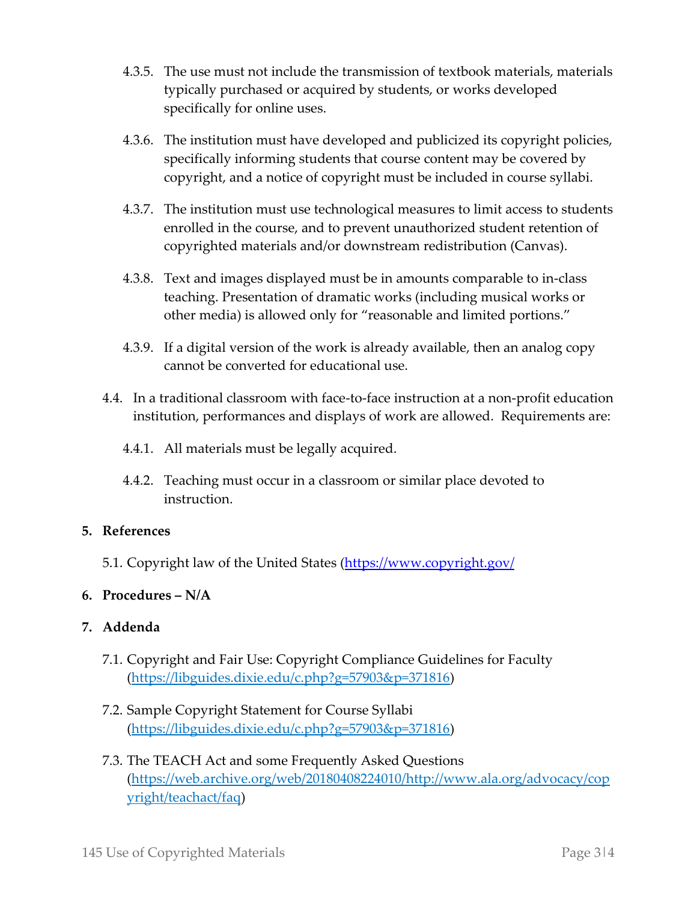- 4.3.5. The use must not include the transmission of textbook materials, materials typically purchased or acquired by students, or works developed specifically for online uses.

- 4.3.6. The institution must have developed and publicized its copyright policies, specifically informing students that course content may be covered by copyright, and a notice of copyright must be included in course syllabi.

- 4.3.7. The institution must use technological measures to limit access to students enrolled in the course, and to prevent unauthorized student retention of copyrighted materials and/or downstream redistribution (Canvas).

- 4.3.8. Text and images displayed must be in amounts comparable to in-class teaching. Presentation of dramatic works (including musical works or other media) is allowed only for "reasonable and limited portions."

- 4.3.9. If a digital version of the work is already available, then an analog copy cannot be converted for educational use.

4.4. In a traditional classroom with face-to-face instruction at a non-profit education institution, performances and displays of work are allowed. Requirements are:

- 4.4.1. All materials must be legally acquired.

- 4.4.2. Teaching must occur in a classroom or similar place devoted to instruction.

## 5. References

5.1. Copyright law of the United States (https://www.copyright.gov/

## 6. Procedures – N/A

## 7. Addenda

7.1. Copyright and Fair Use: Copyright Compliance Guidelines for Faculty (https://libguides.dixie.edu/c.php?g=57903&p=371816)

7.2. Sample Copyright Statement for Course Syllabi (https://libguides.dixie.edu/c.php?g=57903&p=371816)

7.3. The TEACH Act and some Frequently Asked Questions (https://web.archive.org/web/20180408224010/http://www.ala.org/advocacy/copyright/teachact/faq)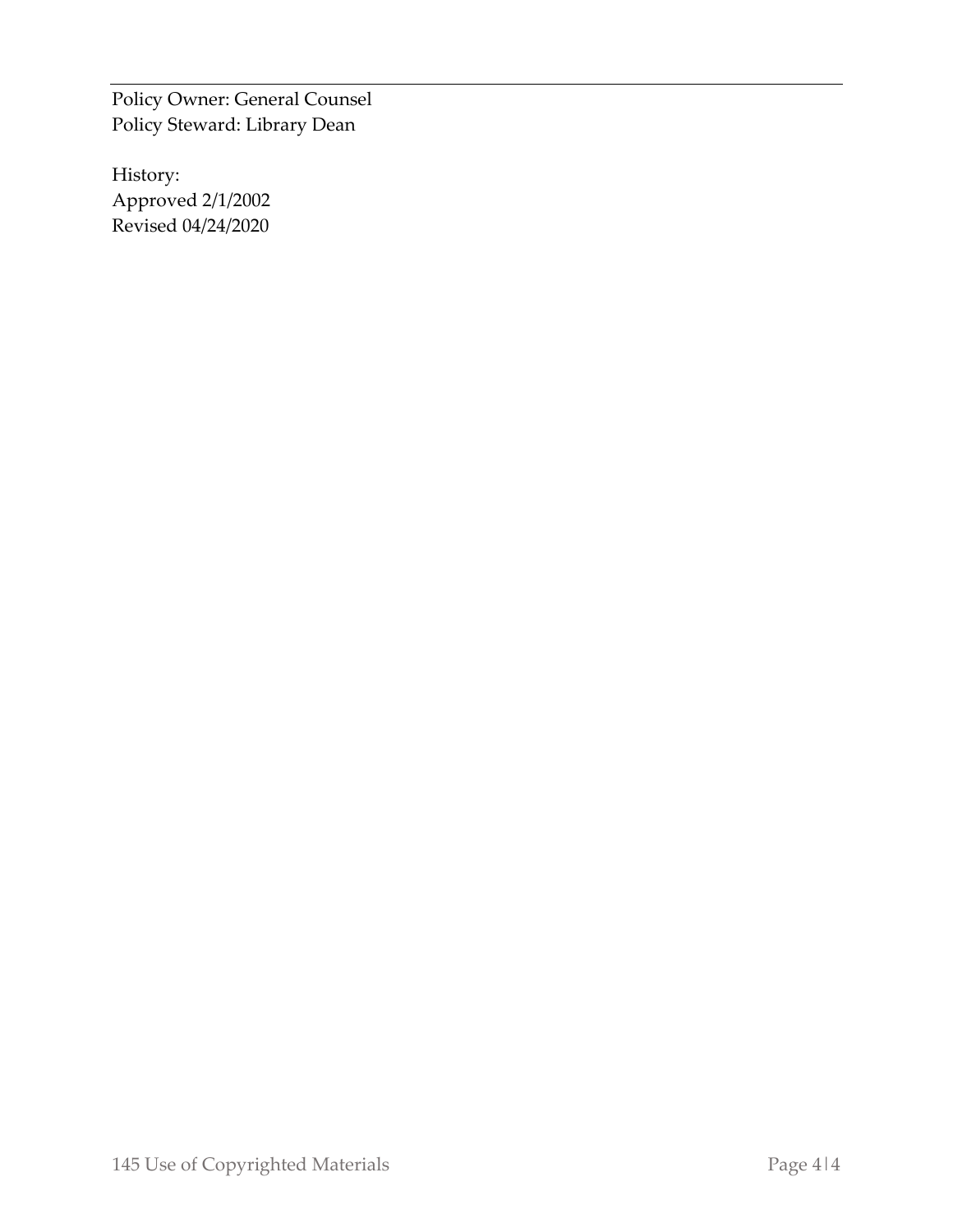Policy Owner: General Counsel
Policy Steward: Library Dean

History:
Approved 2/1/2002
Revised 04/24/2020